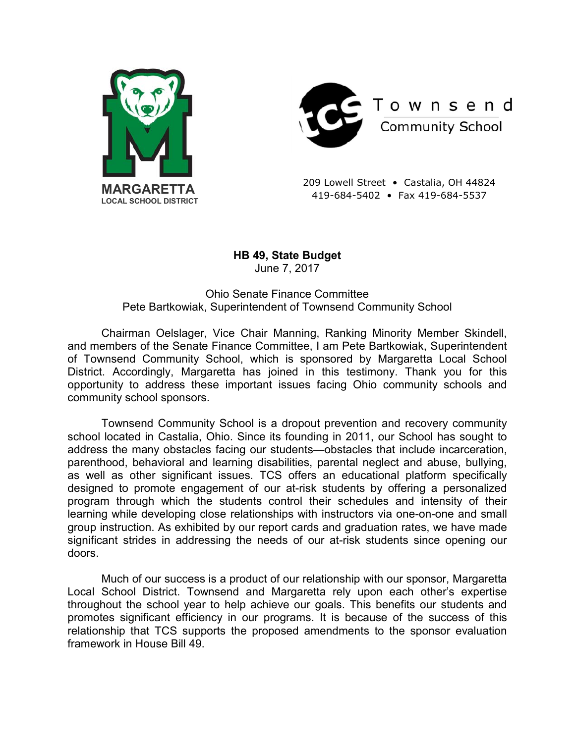MARGARETTA
LOCAL SCHOOL DISTRICT

Townsend
Community School

209 Lowell Street • Castalia, OH 44824
419-684-5402 • Fax 419-684-5537

**HB 49, State Budget**
June 7, 2017

Ohio Senate Finance Committee
Pete Bartkowiak, Superintendent of Townsend Community School

Chairman Oelslager, Vice Chair Manning, Ranking Minority Member Skindell, and members of the Senate Finance Committee, I am Pete Bartkowiak, Superintendent of Townsend Community School, which is sponsored by Margaretta Local School District. Accordingly, Margaretta has joined in this testimony. Thank you for this opportunity to address these important issues facing Ohio community schools and community school sponsors.

Townsend Community School is a dropout prevention and recovery community school located in Castalia, Ohio. Since its founding in 2011, our School has sought to address the many obstacles facing our students—obstacles that include incarceration, parenthood, behavioral and learning disabilities, parental neglect and abuse, bullying, as well as other significant issues. TCS offers an educational platform specifically designed to promote engagement of our at-risk students by offering a personalized program through which the students control their schedules and intensity of their learning while developing close relationships with instructors via one-on-one and small group instruction. As exhibited by our report cards and graduation rates, we have made significant strides in addressing the needs of our at-risk students since opening our doors.

Much of our success is a product of our relationship with our sponsor, Margaretta Local School District. Townsend and Margaretta rely upon each other's expertise throughout the school year to help achieve our goals. This benefits our students and promotes significant efficiency in our programs. It is because of the success of this relationship that TCS supports the proposed amendments to the sponsor evaluation framework in House Bill 49.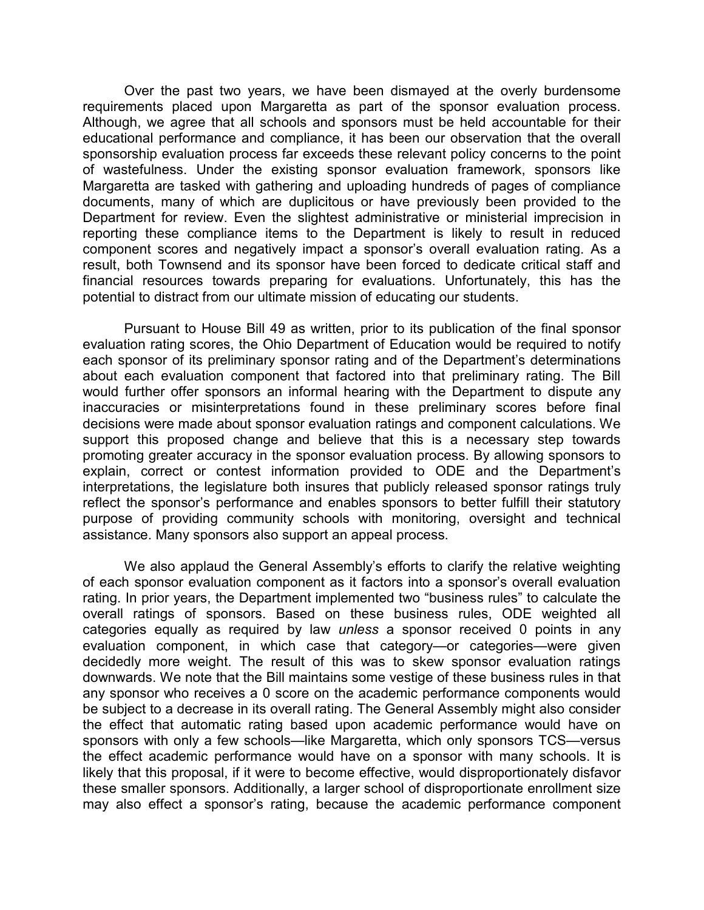Over the past two years, we have been dismayed at the overly burdensome requirements placed upon Margaretta as part of the sponsor evaluation process. Although, we agree that all schools and sponsors must be held accountable for their educational performance and compliance, it has been our observation that the overall sponsorship evaluation process far exceeds these relevant policy concerns to the point of wastefulness. Under the existing sponsor evaluation framework, sponsors like Margaretta are tasked with gathering and uploading hundreds of pages of compliance documents, many of which are duplicitous or have previously been provided to the Department for review. Even the slightest administrative or ministerial imprecision in reporting these compliance items to the Department is likely to result in reduced component scores and negatively impact a sponsor's overall evaluation rating. As a result, both Townsend and its sponsor have been forced to dedicate critical staff and financial resources towards preparing for evaluations. Unfortunately, this has the potential to distract from our ultimate mission of educating our students.

Pursuant to House Bill 49 as written, prior to its publication of the final sponsor evaluation rating scores, the Ohio Department of Education would be required to notify each sponsor of its preliminary sponsor rating and of the Department's determinations about each evaluation component that factored into that preliminary rating. The Bill would further offer sponsors an informal hearing with the Department to dispute any inaccuracies or misinterpretations found in these preliminary scores before final decisions were made about sponsor evaluation ratings and component calculations. We support this proposed change and believe that this is a necessary step towards promoting greater accuracy in the sponsor evaluation process. By allowing sponsors to explain, correct or contest information provided to ODE and the Department's interpretations, the legislature both insures that publicly released sponsor ratings truly reflect the sponsor's performance and enables sponsors to better fulfill their statutory purpose of providing community schools with monitoring, oversight and technical assistance. Many sponsors also support an appeal process.

We also applaud the General Assembly's efforts to clarify the relative weighting of each sponsor evaluation component as it factors into a sponsor's overall evaluation rating. In prior years, the Department implemented two "business rules" to calculate the overall ratings of sponsors. Based on these business rules, ODE weighted all categories equally as required by law *unless* a sponsor received 0 points in any evaluation component, in which case that category—or categories—were given decidedly more weight. The result of this was to skew sponsor evaluation ratings downwards. We note that the Bill maintains some vestige of these business rules in that any sponsor who receives a 0 score on the academic performance components would be subject to a decrease in its overall rating. The General Assembly might also consider the effect that automatic rating based upon academic performance would have on sponsors with only a few schools—like Margaretta, which only sponsors TCS—versus the effect academic performance would have on a sponsor with many schools. It is likely that this proposal, if it were to become effective, would disproportionately disfavor these smaller sponsors. Additionally, a larger school of disproportionate enrollment size may also effect a sponsor's rating, because the academic performance component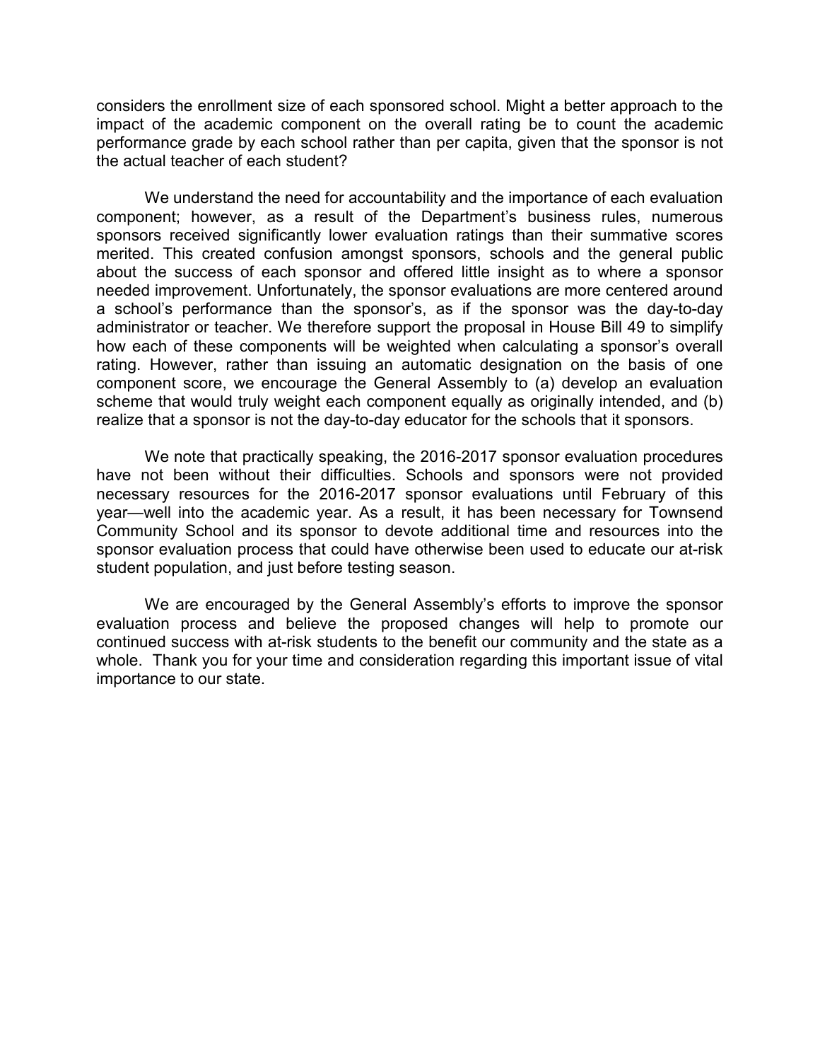considers the enrollment size of each sponsored school. Might a better approach to the impact of the academic component on the overall rating be to count the academic performance grade by each school rather than per capita, given that the sponsor is not the actual teacher of each student?

We understand the need for accountability and the importance of each evaluation component; however, as a result of the Department's business rules, numerous sponsors received significantly lower evaluation ratings than their summative scores merited. This created confusion amongst sponsors, schools and the general public about the success of each sponsor and offered little insight as to where a sponsor needed improvement. Unfortunately, the sponsor evaluations are more centered around a school's performance than the sponsor's, as if the sponsor was the day-to-day administrator or teacher. We therefore support the proposal in House Bill 49 to simplify how each of these components will be weighted when calculating a sponsor's overall rating. However, rather than issuing an automatic designation on the basis of one component score, we encourage the General Assembly to (a) develop an evaluation scheme that would truly weight each component equally as originally intended, and (b) realize that a sponsor is not the day-to-day educator for the schools that it sponsors.

We note that practically speaking, the 2016-2017 sponsor evaluation procedures have not been without their difficulties. Schools and sponsors were not provided necessary resources for the 2016-2017 sponsor evaluations until February of this year—well into the academic year. As a result, it has been necessary for Townsend Community School and its sponsor to devote additional time and resources into the sponsor evaluation process that could have otherwise been used to educate our at-risk student population, and just before testing season.

We are encouraged by the General Assembly's efforts to improve the sponsor evaluation process and believe the proposed changes will help to promote our continued success with at-risk students to the benefit our community and the state as a whole. Thank you for your time and consideration regarding this important issue of vital importance to our state.